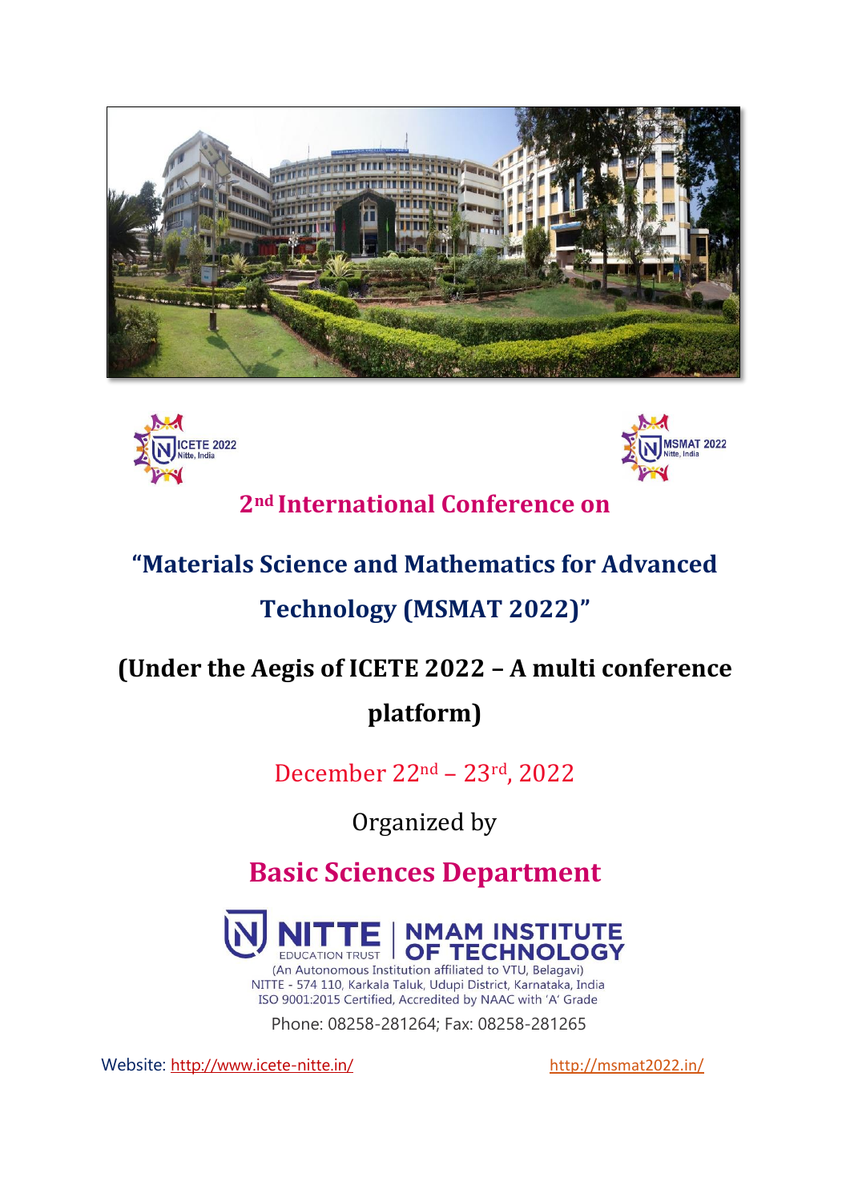ICETE 2022 Nitte, India

MSMAT 2022 Nitte, India

# 2nd International Conference on

# "Materials Science and Mathematics for Advanced Technology (MSMAT 2022)"

## (Under the Aegis of ICETE 2022 – A multi conference platform)

December 22nd – 23rd, 2022

Organized by

## Basic Sciences Department

NITTE EDUCATION TRUST | NMAM INSTITUTE OF TECHNOLOGY

(An Autonomous Institution affiliated to VTU, Belagavi)
NITTE - 574 110, Karkala Taluk, Udupi District, Karnataka, India
ISO 9001:2015 Certified, Accredited by NAAC with 'A' Grade

Phone: 08258-281264; Fax: 08258-281265

Website: http://www.icete-nitte.in/ http://msmat2022.in/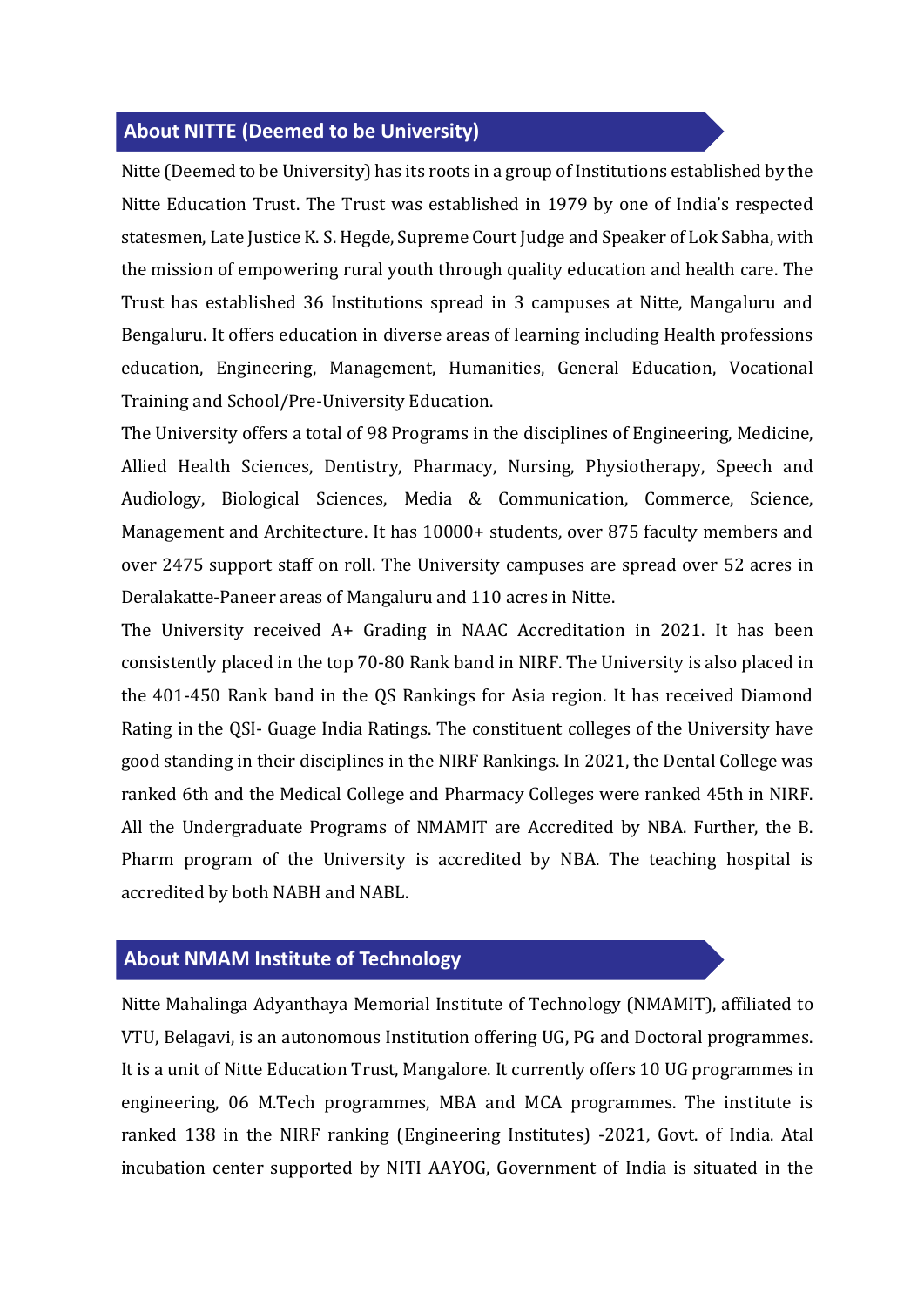## About NITTE (Deemed to be University)

Nitte (Deemed to be University) has its roots in a group of Institutions established by the Nitte Education Trust. The Trust was established in 1979 by one of India's respected statesmen, Late Justice K. S. Hegde, Supreme Court Judge and Speaker of Lok Sabha, with the mission of empowering rural youth through quality education and health care. The Trust has established 36 Institutions spread in 3 campuses at Nitte, Mangaluru and Bengaluru. It offers education in diverse areas of learning including Health professions education, Engineering, Management, Humanities, General Education, Vocational Training and School/Pre-University Education.

The University offers a total of 98 Programs in the disciplines of Engineering, Medicine, Allied Health Sciences, Dentistry, Pharmacy, Nursing, Physiotherapy, Speech and Audiology, Biological Sciences, Media & Communication, Commerce, Science, Management and Architecture. It has 10000+ students, over 875 faculty members and over 2475 support staff on roll. The University campuses are spread over 52 acres in Deralakatte-Paneer areas of Mangaluru and 110 acres in Nitte.

The University received A+ Grading in NAAC Accreditation in 2021. It has been consistently placed in the top 70-80 Rank band in NIRF. The University is also placed in the 401-450 Rank band in the QS Rankings for Asia region. It has received Diamond Rating in the QSI- Guage India Ratings. The constituent colleges of the University have good standing in their disciplines in the NIRF Rankings. In 2021, the Dental College was ranked 6th and the Medical College and Pharmacy Colleges were ranked 45th in NIRF. All the Undergraduate Programs of NMAMIT are Accredited by NBA. Further, the B. Pharm program of the University is accredited by NBA. The teaching hospital is accredited by both NABH and NABL.

## About NMAM Institute of Technology

Nitte Mahalinga Adyanthaya Memorial Institute of Technology (NMAMIT), affiliated to VTU, Belagavi, is an autonomous Institution offering UG, PG and Doctoral programmes. It is a unit of Nitte Education Trust, Mangalore. It currently offers 10 UG programmes in engineering, 06 M.Tech programmes, MBA and MCA programmes. The institute is ranked 138 in the NIRF ranking (Engineering Institutes) -2021, Govt. of India. Atal incubation center supported by NITI AAYOG, Government of India is situated in the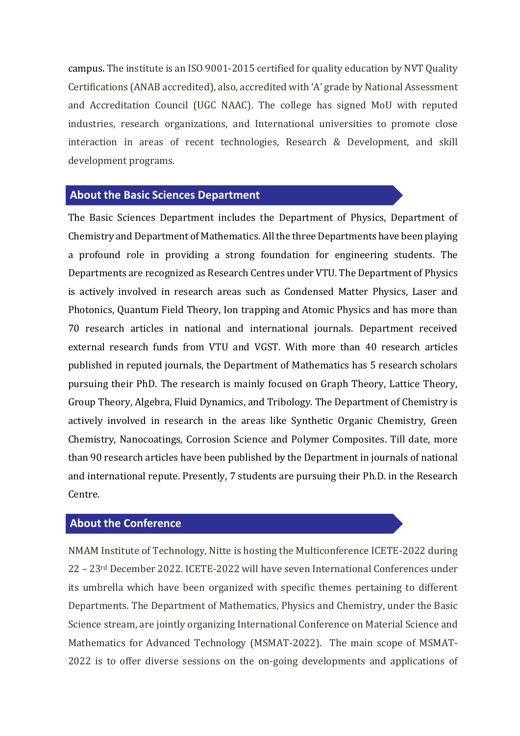campus. The institute is an ISO 9001-2015 certified for quality education by NVT Quality Certifications (ANAB accredited), also, accredited with 'A' grade by National Assessment and Accreditation Council (UGC NAAC). The college has signed MoU with reputed industries, research organizations, and International universities to promote close interaction in areas of recent technologies, Research & Development, and skill development programs.

## About the Basic Sciences Department

The Basic Sciences Department includes the Department of Physics, Department of Chemistry and Department of Mathematics. All the three Departments have been playing a profound role in providing a strong foundation for engineering students. The Departments are recognized as Research Centres under VTU. The Department of Physics is actively involved in research areas such as Condensed Matter Physics, Laser and Photonics, Quantum Field Theory, Ion trapping and Atomic Physics and has more than 70 research articles in national and international journals. Department received external research funds from VTU and VGST. With more than 40 research articles published in reputed journals, the Department of Mathematics has 5 research scholars pursuing their PhD. The research is mainly focused on Graph Theory, Lattice Theory, Group Theory, Algebra, Fluid Dynamics, and Tribology. The Department of Chemistry is actively involved in research in the areas like Synthetic Organic Chemistry, Green Chemistry, Nanocoatings, Corrosion Science and Polymer Composites. Till date, more than 90 research articles have been published by the Department in journals of national and international repute. Presently, 7 students are pursuing their Ph.D. in the Research Centre.

## About the Conference

NMAM Institute of Technology, Nitte is hosting the Multiconference ICETE-2022 during 22 – 23rd December 2022. ICETE-2022 will have seven International Conferences under its umbrella which have been organized with specific themes pertaining to different Departments. The Department of Mathematics, Physics and Chemistry, under the Basic Science stream, are jointly organizing International Conference on Material Science and Mathematics for Advanced Technology (MSMAT-2022). The main scope of MSMAT-2022 is to offer diverse sessions on the on-going developments and applications of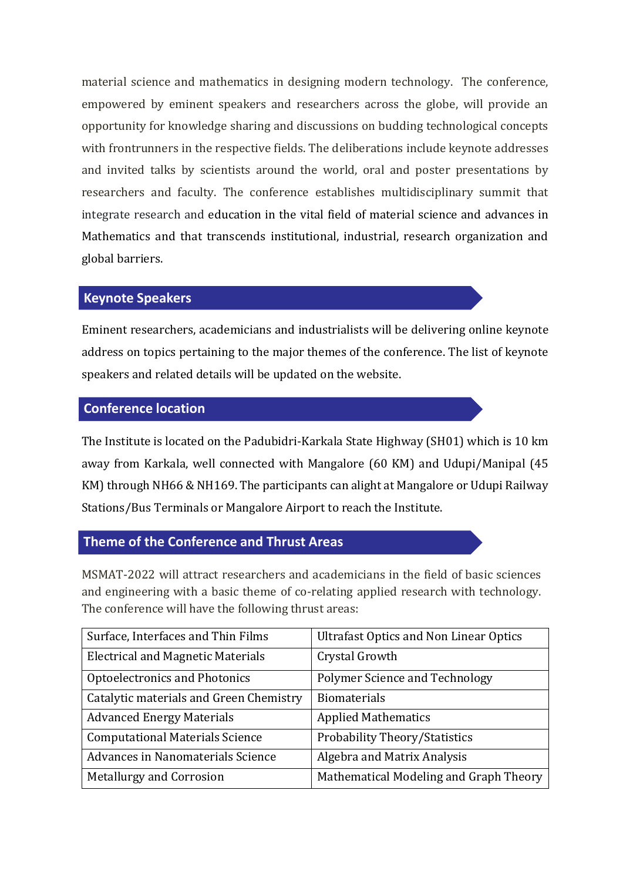material science and mathematics in designing modern technology. The conference, empowered by eminent speakers and researchers across the globe, will provide an opportunity for knowledge sharing and discussions on budding technological concepts with frontrunners in the respective fields. The deliberations include keynote addresses and invited talks by scientists around the world, oral and poster presentations by researchers and faculty. The conference establishes multidisciplinary summit that integrate research and education in the vital field of material science and advances in Mathematics and that transcends institutional, industrial, research organization and global barriers.

## Keynote Speakers

Eminent researchers, academicians and industrialists will be delivering online keynote address on topics pertaining to the major themes of the conference. The list of keynote speakers and related details will be updated on the website.

## Conference location

The Institute is located on the Padubidri-Karkala State Highway (SH01) which is 10 km away from Karkala, well connected with Mangalore (60 KM) and Udupi/Manipal (45 KM) through NH66 & NH169. The participants can alight at Mangalore or Udupi Railway Stations/Bus Terminals or Mangalore Airport to reach the Institute.

## Theme of the Conference and Thrust Areas

MSMAT-2022 will attract researchers and academicians in the field of basic sciences and engineering with a basic theme of co-relating applied research with technology. The conference will have the following thrust areas:

| | |
|---|---|
| Surface, Interfaces and Thin Films | Ultrafast Optics and Non Linear Optics |
| Electrical and Magnetic Materials | Crystal Growth |
| Optoelectronics and Photonics | Polymer Science and Technology |
| Catalytic materials and Green Chemistry | Biomaterials |
| Advanced Energy Materials | Applied Mathematics |
| Computational Materials Science | Probability Theory/Statistics |
| Advances in Nanomaterials Science | Algebra and Matrix Analysis |
| Metallurgy and Corrosion | Mathematical Modeling and Graph Theory |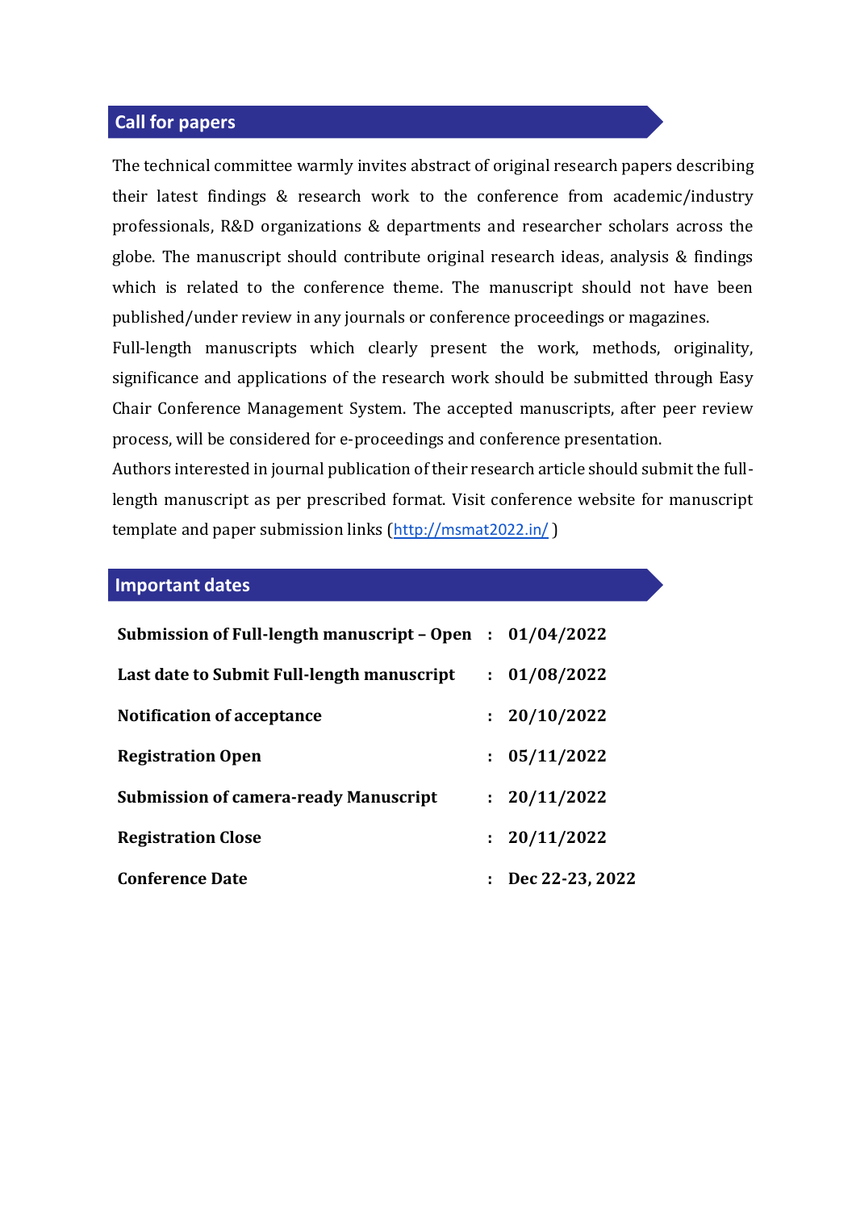## Call for papers

The technical committee warmly invites abstract of original research papers describing their latest findings & research work to the conference from academic/industry professionals, R&D organizations & departments and researcher scholars across the globe. The manuscript should contribute original research ideas, analysis & findings which is related to the conference theme. The manuscript should not have been published/under review in any journals or conference proceedings or magazines.

Full-length manuscripts which clearly present the work, methods, originality, significance and applications of the research work should be submitted through Easy Chair Conference Management System. The accepted manuscripts, after peer review process, will be considered for e-proceedings and conference presentation.

Authors interested in journal publication of their research article should submit the full-length manuscript as per prescribed format. Visit conference website for manuscript template and paper submission links (http://msmat2022.in/ )

## Important dates

| | | |
|---|---|---|
| **Submission of Full-length manuscript – Open** | **:** | **01/04/2022** |
| **Last date to Submit Full-length manuscript** | **:** | **01/08/2022** |
| **Notification of acceptance** | **:** | **20/10/2022** |
| **Registration Open** | **:** | **05/11/2022** |
| **Submission of camera-ready Manuscript** | **:** | **20/11/2022** |
| **Registration Close** | **:** | **20/11/2022** |
| **Conference Date** | **:** | **Dec 22-23, 2022** |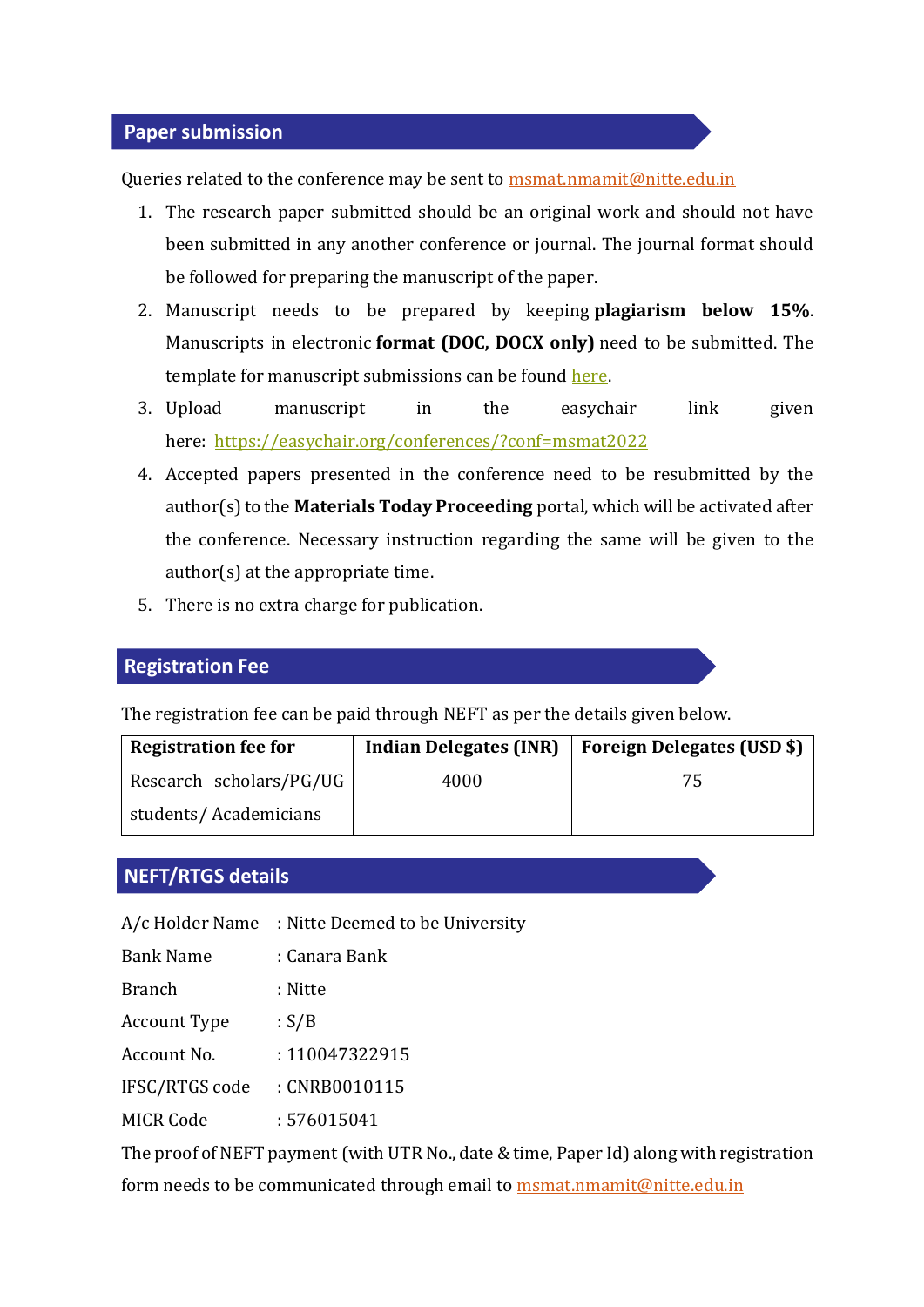## Paper submission

Queries related to the conference may be sent to msmat.nmamit@nitte.edu.in

1. The research paper submitted should be an original work and should not have been submitted in any another conference or journal. The journal format should be followed for preparing the manuscript of the paper.
2. Manuscript needs to be prepared by keeping **plagiarism below 15%**. Manuscripts in electronic **format (DOC, DOCX only)** need to be submitted. The template for manuscript submissions can be found here.
3. Upload manuscript in the easychair link given here: https://easychair.org/conferences/?conf=msmat2022
4. Accepted papers presented in the conference need to be resubmitted by the author(s) to the **Materials Today Proceeding** portal, which will be activated after the conference. Necessary instruction regarding the same will be given to the author(s) at the appropriate time.
5. There is no extra charge for publication.

## Registration Fee

The registration fee can be paid through NEFT as per the details given below.

| Registration fee for | Indian Delegates (INR) | Foreign Delegates (USD $) |
|---|---|---|
| Research scholars/PG/UG students/ Academicians | 4000 | 75 |

## NEFT/RTGS details

A/c Holder Name : Nitte Deemed to be University

Bank Name : Canara Bank

Branch : Nitte

Account Type : S/B

Account No. : 110047322915

IFSC/RTGS code : CNRB0010115

MICR Code : 576015041

The proof of NEFT payment (with UTR No., date & time, Paper Id) along with registration form needs to be communicated through email to msmat.nmamit@nitte.edu.in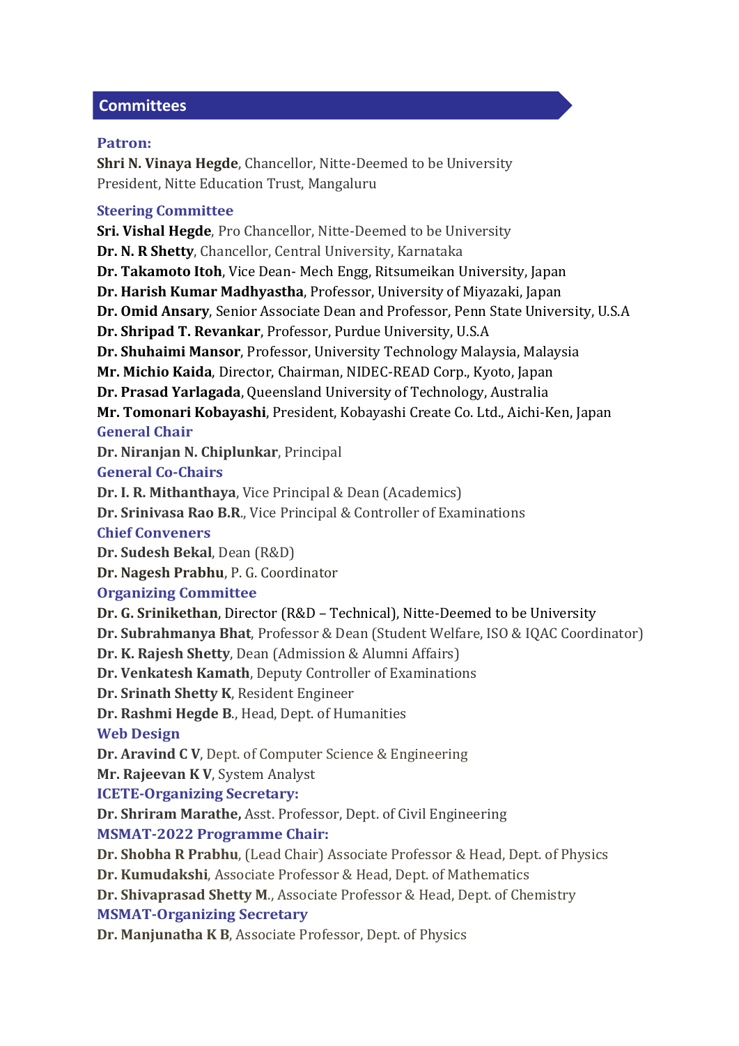## Committees

### Patron:

**Shri N. Vinaya Hegde**, Chancellor, Nitte-Deemed to be University
President, Nitte Education Trust, Mangaluru

### Steering Committee

**Sri. Vishal Hegde**, Pro Chancellor, Nitte-Deemed to be University
**Dr. N. R Shetty**, Chancellor, Central University, Karnataka
**Dr. Takamoto Itoh**, Vice Dean- Mech Engg, Ritsumeikan University, Japan
**Dr. Harish Kumar Madhyastha**, Professor, University of Miyazaki, Japan
**Dr. Omid Ansary**, Senior Associate Dean and Professor, Penn State University, U.S.A
**Dr. Shripad T. Revankar**, Professor, Purdue University, U.S.A
**Dr. Shuhaimi Mansor**, Professor, University Technology Malaysia, Malaysia
**Mr. Michio Kaida**, Director, Chairman, NIDEC-READ Corp., Kyoto, Japan
**Dr. Prasad Yarlagada**, Queensland University of Technology, Australia
**Mr. Tomonari Kobayashi**, President, Kobayashi Create Co. Ltd., Aichi-Ken, Japan

### General Chair

**Dr. Niranjan N. Chiplunkar**, Principal

### General Co-Chairs

**Dr. I. R. Mithanthaya**, Vice Principal & Dean (Academics)
**Dr. Srinivasa Rao B.R.**, Vice Principal & Controller of Examinations

### Chief Conveners

**Dr. Sudesh Bekal**, Dean (R&D)
**Dr. Nagesh Prabhu**, P. G. Coordinator

### Organizing Committee

**Dr. G. Srinikethan**, Director (R&D – Technical), Nitte-Deemed to be University
**Dr. Subrahmanya Bhat**, Professor & Dean (Student Welfare, ISO & IQAC Coordinator)
**Dr. K. Rajesh Shetty**, Dean (Admission & Alumni Affairs)
**Dr. Venkatesh Kamath**, Deputy Controller of Examinations
**Dr. Srinath Shetty K**, Resident Engineer
**Dr. Rashmi Hegde B.**, Head, Dept. of Humanities

### Web Design

**Dr. Aravind C V**, Dept. of Computer Science & Engineering
**Mr. Rajeevan K V**, System Analyst

### ICETE-Organizing Secretary:

**Dr. Shriram Marathe,** Asst. Professor, Dept. of Civil Engineering

### MSMAT-2022 Programme Chair:

**Dr. Shobha R Prabhu**, (Lead Chair) Associate Professor & Head, Dept. of Physics
**Dr. Kumudakshi**, Associate Professor & Head, Dept. of Mathematics
**Dr. Shivaprasad Shetty M.**, Associate Professor & Head, Dept. of Chemistry

### MSMAT-Organizing Secretary

**Dr. Manjunatha K B**, Associate Professor, Dept. of Physics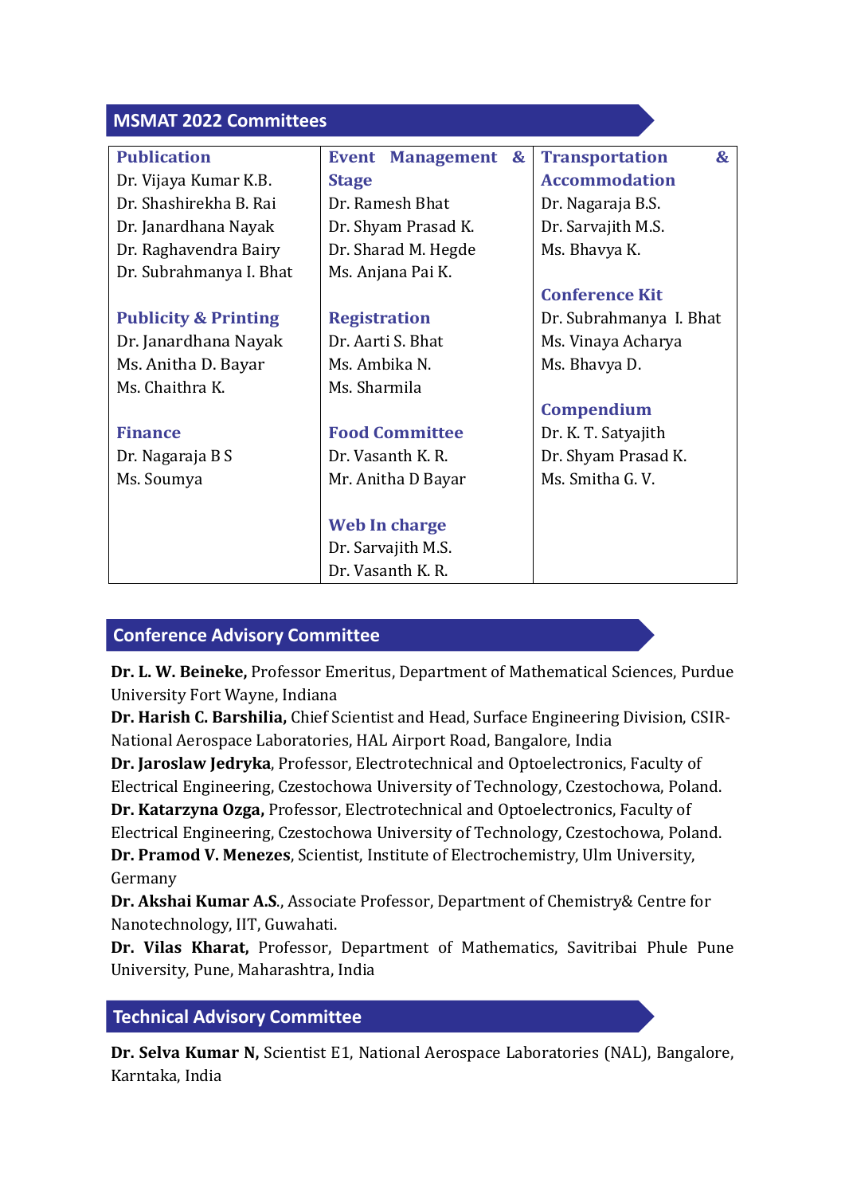## MSMAT 2022 Committees

| **Publication** | **Event Management & Stage** | **Transportation & Accommodation** |
|---|---|---|
| Dr. Vijaya Kumar K.B.<br>Dr. Shashirekha B. Rai<br>Dr. Janardhana Nayak<br>Dr. Raghavendra Bairy<br>Dr. Subrahmanya I. Bhat | Dr. Ramesh Bhat<br>Dr. Shyam Prasad K.<br>Dr. Sharad M. Hegde<br>Ms. Anjana Pai K. | Dr. Nagaraja B.S.<br>Dr. Sarvajith M.S.<br>Ms. Bhavya K.<br><br>**Conference Kit**<br>Dr. Subrahmanya I. Bhat<br>Ms. Vinaya Acharya<br>Ms. Bhavya D. |
| **Publicity & Printing**<br>Dr. Janardhana Nayak<br>Ms. Anitha D. Bayar<br>Ms. Chaithra K. | **Registration**<br>Dr. Aarti S. Bhat<br>Ms. Ambika N.<br>Ms. Sharmila | **Compendium**<br>Dr. K. T. Satyajith<br>Dr. Shyam Prasad K.<br>Ms. Smitha G. V. |
| **Finance**<br>Dr. Nagaraja B S<br>Ms. Soumya | **Food Committee**<br>Dr. Vasanth K. R.<br>Mr. Anitha D Bayar<br><br>**Web In charge**<br>Dr. Sarvajith M.S.<br>Dr. Vasanth K. R. | |

## Conference Advisory Committee

**Dr. L. W. Beineke,** Professor Emeritus, Department of Mathematical Sciences, Purdue University Fort Wayne, Indiana

**Dr. Harish C. Barshilia,** Chief Scientist and Head, Surface Engineering Division, CSIR-National Aerospace Laboratories, HAL Airport Road, Bangalore, India

**Dr. Jaroslaw Jedryka**, Professor, Electrotechnical and Optoelectronics, Faculty of Electrical Engineering, Czestochowa University of Technology, Czestochowa, Poland.

**Dr. Katarzyna Ozga,** Professor, Electrotechnical and Optoelectronics, Faculty of Electrical Engineering, Czestochowa University of Technology, Czestochowa, Poland.

**Dr. Pramod V. Menezes**, Scientist, Institute of Electrochemistry, Ulm University, Germany

**Dr. Akshai Kumar A.S.**, Associate Professor, Department of Chemistry& Centre for Nanotechnology, IIT, Guwahati.

**Dr. Vilas Kharat,** Professor, Department of Mathematics, Savitribai Phule Pune University, Pune, Maharashtra, India

## Technical Advisory Committee

**Dr. Selva Kumar N,** Scientist E1, National Aerospace Laboratories (NAL), Bangalore, Karntaka, India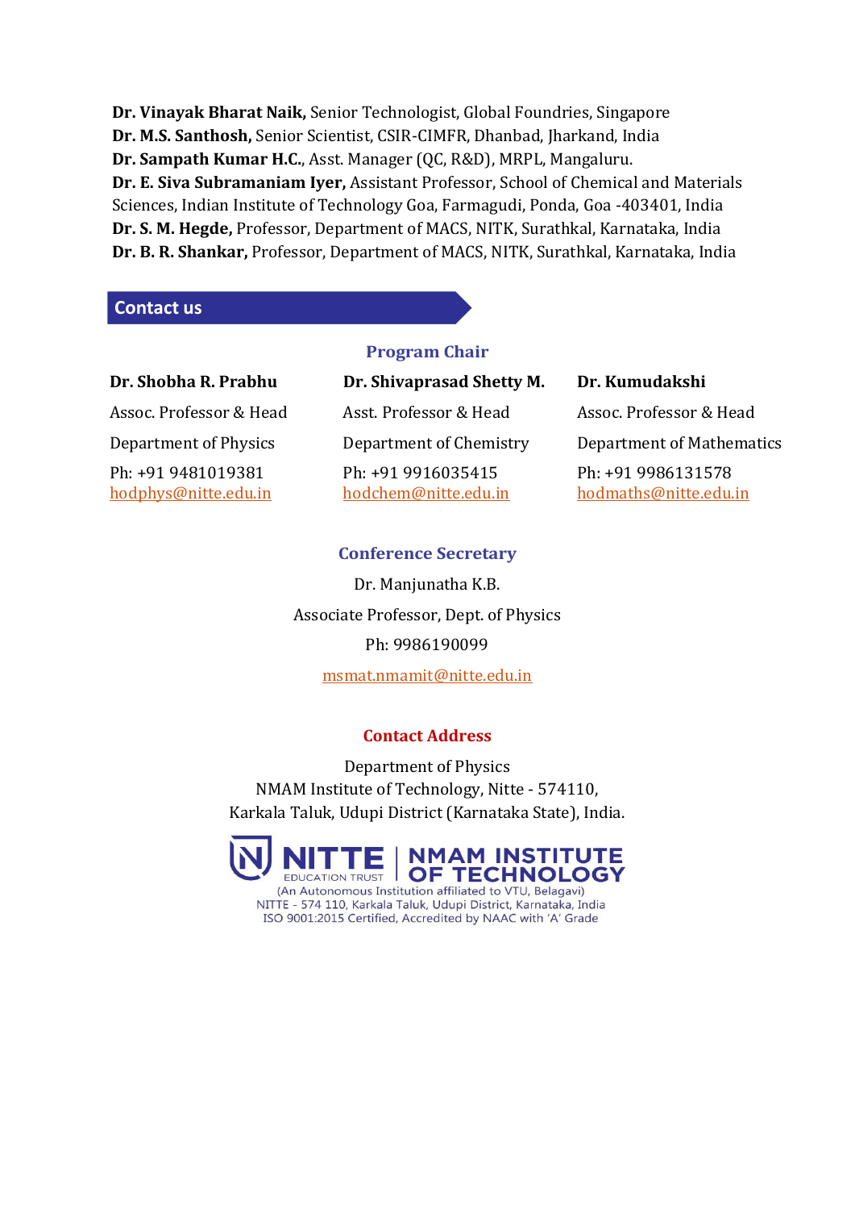**Dr. Vinayak Bharat Naik,** Senior Technologist, Global Foundries, Singapore
**Dr. M.S. Santhosh,** Senior Scientist, CSIR-CIMFR, Dhanbad, Jharkand, India
**Dr. Sampath Kumar H.C.**, Asst. Manager (QC, R&D), MRPL, Mangaluru.
**Dr. E. Siva Subramaniam Iyer,** Assistant Professor, School of Chemical and Materials Sciences, Indian Institute of Technology Goa, Farmagudi, Ponda, Goa -403401, India
**Dr. S. M. Hegde,** Professor, Department of MACS, NITK, Surathkal, Karnataka, India
**Dr. B. R. Shankar,** Professor, Department of MACS, NITK, Surathkal, Karnataka, India

## Contact us

### Program Chair

**Dr. Shobha R. Prabhu**
Assoc. Professor & Head
Department of Physics
Ph: +91 9481019381
hodphys@nitte.edu.in

**Dr. Shivaprasad Shetty M.**
Asst. Professor & Head
Department of Chemistry
Ph: +91 9916035415
hodchem@nitte.edu.in

**Dr. Kumudakshi**
Assoc. Professor & Head
Department of Mathematics
Ph: +91 9986131578
hodmaths@nitte.edu.in

### Conference Secretary

Dr. Manjunatha K.B.
Associate Professor, Dept. of Physics
Ph: 9986190099
msmat.nmamit@nitte.edu.in

### Contact Address

Department of Physics
NMAM Institute of Technology, Nitte - 574110,
Karkala Taluk, Udupi District (Karnataka State), India.

NITTE EDUCATION TRUST | NMAM INSTITUTE OF TECHNOLOGY
(An Autonomous Institution affiliated to VTU, Belagavi)
NITTE - 574 110, Karkala Taluk, Udupi District, Karnataka, India
ISO 9001:2015 Certified, Accredited by NAAC with 'A' Grade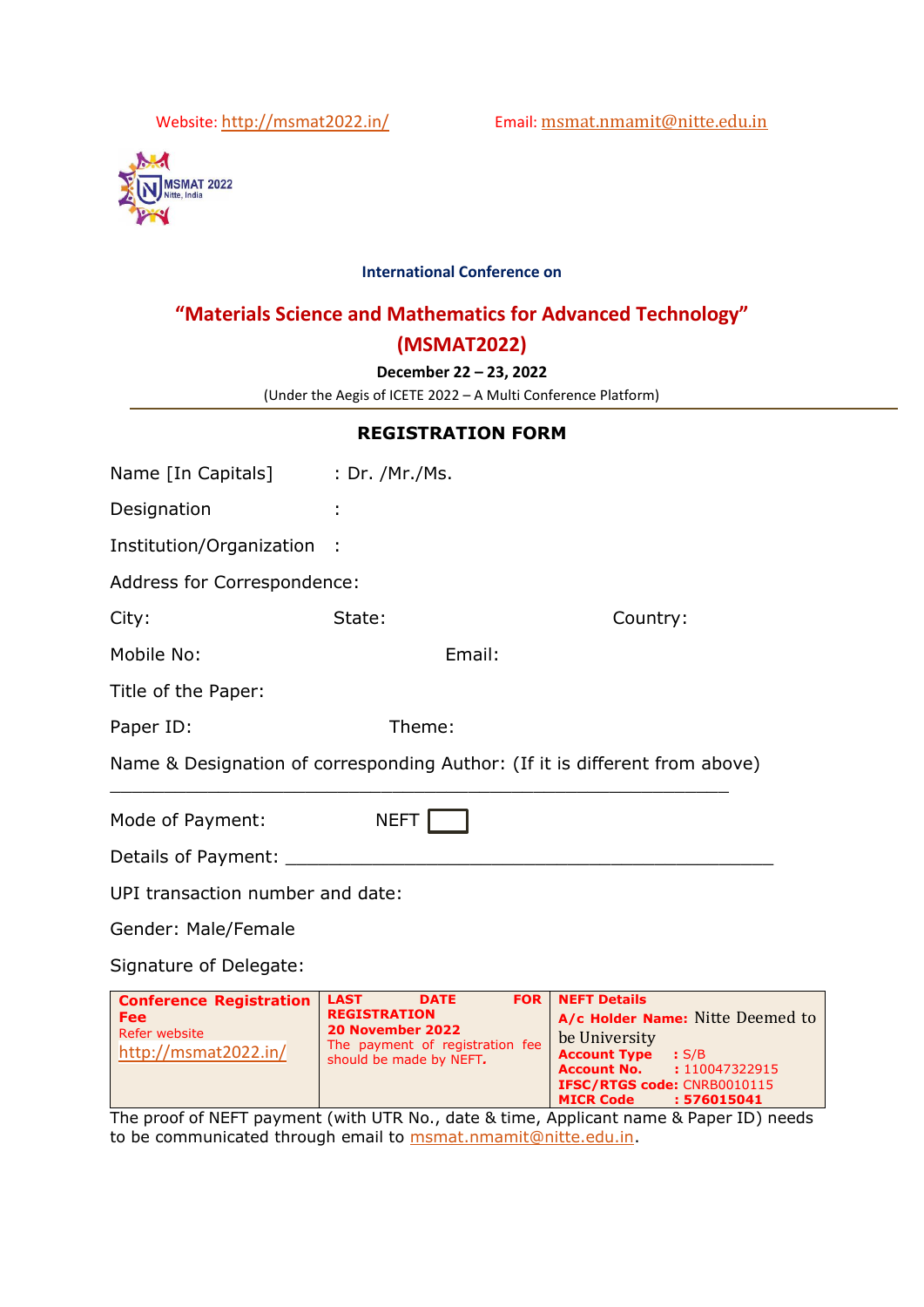Website: http://msmat2022.in/ Email: msmat.nmamit@nitte.edu.in

MSMAT 2022
Nitte, India

International Conference on

## "Materials Science and Mathematics for Advanced Technology" (MSMAT2022)

**December 22 – 23, 2022**

(Under the Aegis of ICETE 2022 – A Multi Conference Platform)

### REGISTRATION FORM

Name [In Capitals] : Dr. /Mr./Ms.

Designation :

Institution/Organization :

Address for Correspondence:

City: State: Country:

Mobile No: Email:

Title of the Paper:

Paper ID: Theme:

Name & Designation of corresponding Author: (If it is different from above)

____________________________________________________

Mode of Payment: NEFT ☐

Details of Payment: ________________________________________

UPI transaction number and date:

Gender: Male/Female

Signature of Delegate:

| | | |
|---|---|---|
| **Conference Registration Fee**<br>Refer website<br>http://msmat2022.in/ | **LAST DATE FOR REGISTRATION**<br>**20 November 2022**<br>The payment of registration fee should be made by NEFT. | **NEFT Details**<br>**A/c Holder Name:** Nitte Deemed to be University<br>**Account Type** : S/B<br>**Account No.** : 110047322915<br>**IFSC/RTGS code:** CNRB0010115<br>**MICR Code** : **576015041** |

The proof of NEFT payment (with UTR No., date & time, Applicant name & Paper ID) needs to be communicated through email to msmat.nmamit@nitte.edu.in.